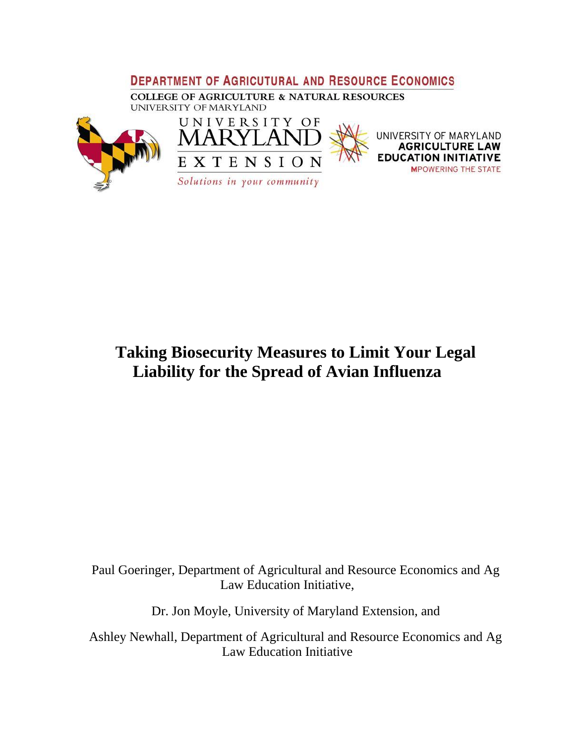DEPARTMENT OF AGRICUTURAL AND RESOURCE ECONOMICS

COLLEGE OF AGRICULTURE & NATURAL RESOURCES
UNIVERSITY OF MARYLAND

UNIVERSITY OF MARYLAND EXTENSION
*Solutions in your community*

UNIVERSITY OF MARYLAND
AGRICULTURE LAW EDUCATION INITIATIVE
MPOWERING THE STATE

# Taking Biosecurity Measures to Limit Your Legal Liability for the Spread of Avian Influenza

Paul Goeringer, Department of Agricultural and Resource Economics and Ag Law Education Initiative,

Dr. Jon Moyle, University of Maryland Extension, and

Ashley Newhall, Department of Agricultural and Resource Economics and Ag Law Education Initiative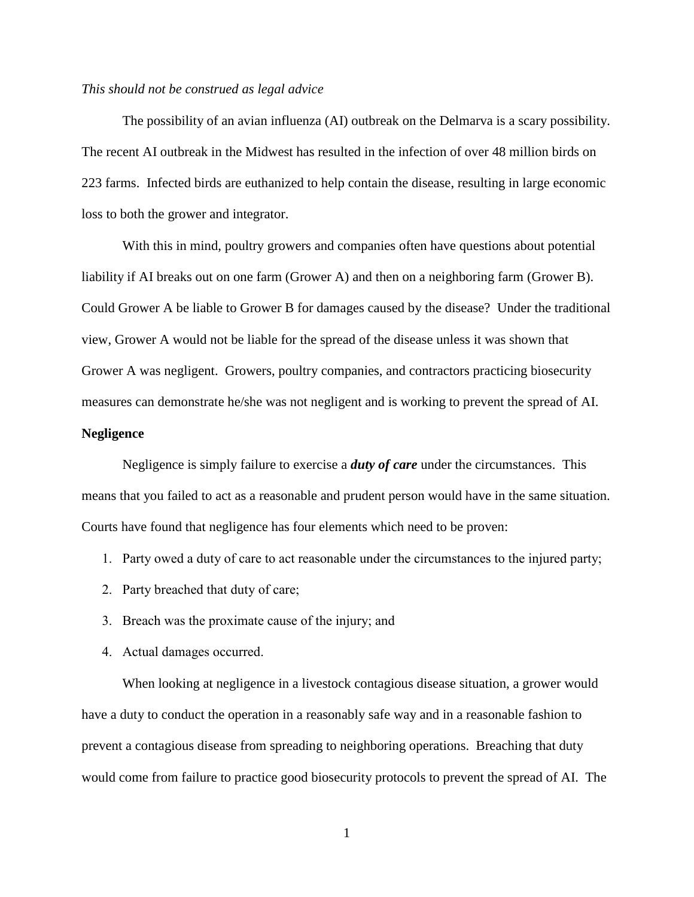*This should not be construed as legal advice*

The possibility of an avian influenza (AI) outbreak on the Delmarva is a scary possibility. The recent AI outbreak in the Midwest has resulted in the infection of over 48 million birds on 223 farms. Infected birds are euthanized to help contain the disease, resulting in large economic loss to both the grower and integrator.

With this in mind, poultry growers and companies often have questions about potential liability if AI breaks out on one farm (Grower A) and then on a neighboring farm (Grower B). Could Grower A be liable to Grower B for damages caused by the disease? Under the traditional view, Grower A would not be liable for the spread of the disease unless it was shown that Grower A was negligent. Growers, poultry companies, and contractors practicing biosecurity measures can demonstrate he/she was not negligent and is working to prevent the spread of AI.

**Negligence**

Negligence is simply failure to exercise a ***duty of care*** under the circumstances. This means that you failed to act as a reasonable and prudent person would have in the same situation. Courts have found that negligence has four elements which need to be proven:

1. Party owed a duty of care to act reasonable under the circumstances to the injured party;
2. Party breached that duty of care;
3. Breach was the proximate cause of the injury; and
4. Actual damages occurred.

When looking at negligence in a livestock contagious disease situation, a grower would have a duty to conduct the operation in a reasonably safe way and in a reasonable fashion to prevent a contagious disease from spreading to neighboring operations. Breaching that duty would come from failure to practice good biosecurity protocols to prevent the spread of AI. The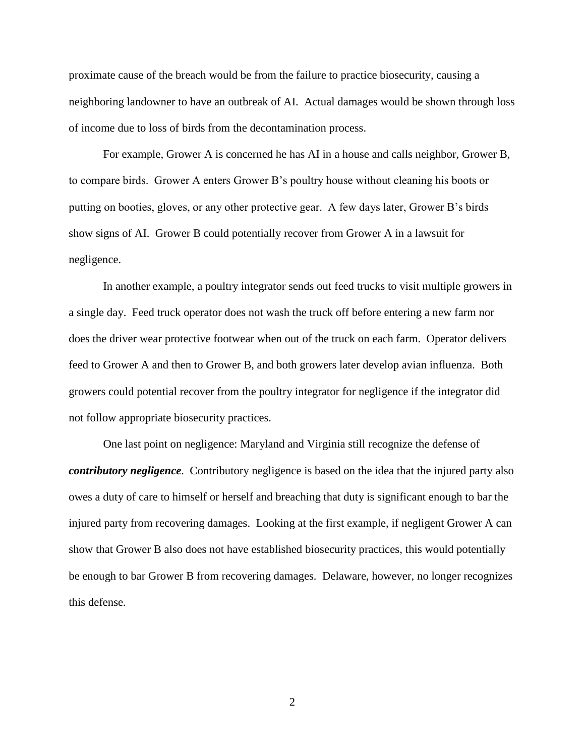proximate cause of the breach would be from the failure to practice biosecurity, causing a neighboring landowner to have an outbreak of AI. Actual damages would be shown through loss of income due to loss of birds from the decontamination process.

For example, Grower A is concerned he has AI in a house and calls neighbor, Grower B, to compare birds. Grower A enters Grower B's poultry house without cleaning his boots or putting on booties, gloves, or any other protective gear. A few days later, Grower B's birds show signs of AI. Grower B could potentially recover from Grower A in a lawsuit for negligence.

In another example, a poultry integrator sends out feed trucks to visit multiple growers in a single day. Feed truck operator does not wash the truck off before entering a new farm nor does the driver wear protective footwear when out of the truck on each farm. Operator delivers feed to Grower A and then to Grower B, and both growers later develop avian influenza. Both growers could potential recover from the poultry integrator for negligence if the integrator did not follow appropriate biosecurity practices.

One last point on negligence: Maryland and Virginia still recognize the defense of ***contributory negligence***. Contributory negligence is based on the idea that the injured party also owes a duty of care to himself or herself and breaching that duty is significant enough to bar the injured party from recovering damages. Looking at the first example, if negligent Grower A can show that Grower B also does not have established biosecurity practices, this would potentially be enough to bar Grower B from recovering damages. Delaware, however, no longer recognizes this defense.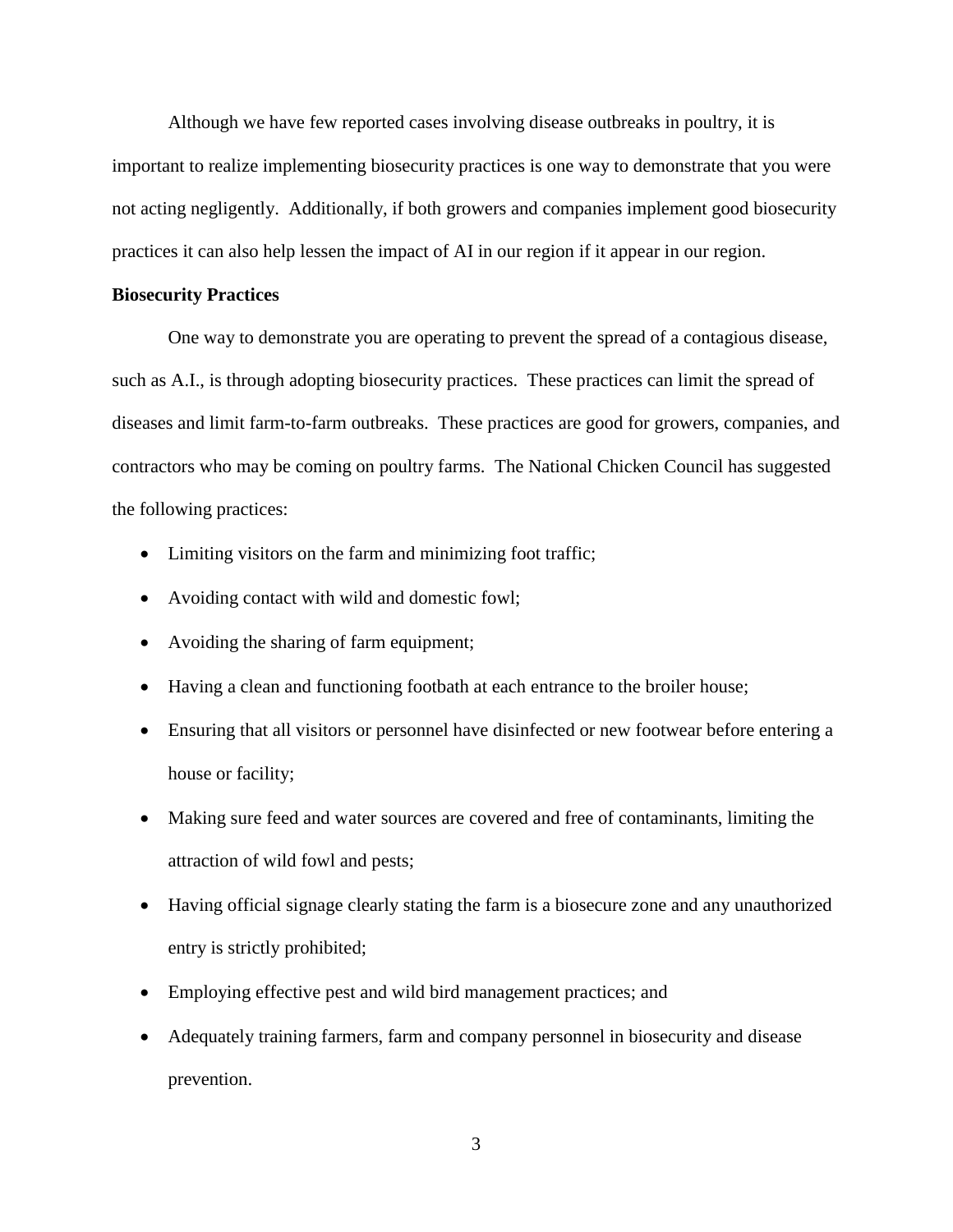Although we have few reported cases involving disease outbreaks in poultry, it is important to realize implementing biosecurity practices is one way to demonstrate that you were not acting negligently. Additionally, if both growers and companies implement good biosecurity practices it can also help lessen the impact of AI in our region if it appear in our region.

**Biosecurity Practices**

One way to demonstrate you are operating to prevent the spread of a contagious disease, such as A.I., is through adopting biosecurity practices. These practices can limit the spread of diseases and limit farm-to-farm outbreaks. These practices are good for growers, companies, and contractors who may be coming on poultry farms. The National Chicken Council has suggested the following practices:

- Limiting visitors on the farm and minimizing foot traffic;
- Avoiding contact with wild and domestic fowl;
- Avoiding the sharing of farm equipment;
- Having a clean and functioning footbath at each entrance to the broiler house;
- Ensuring that all visitors or personnel have disinfected or new footwear before entering a house or facility;
- Making sure feed and water sources are covered and free of contaminants, limiting the attraction of wild fowl and pests;
- Having official signage clearly stating the farm is a biosecure zone and any unauthorized entry is strictly prohibited;
- Employing effective pest and wild bird management practices; and
- Adequately training farmers, farm and company personnel in biosecurity and disease prevention.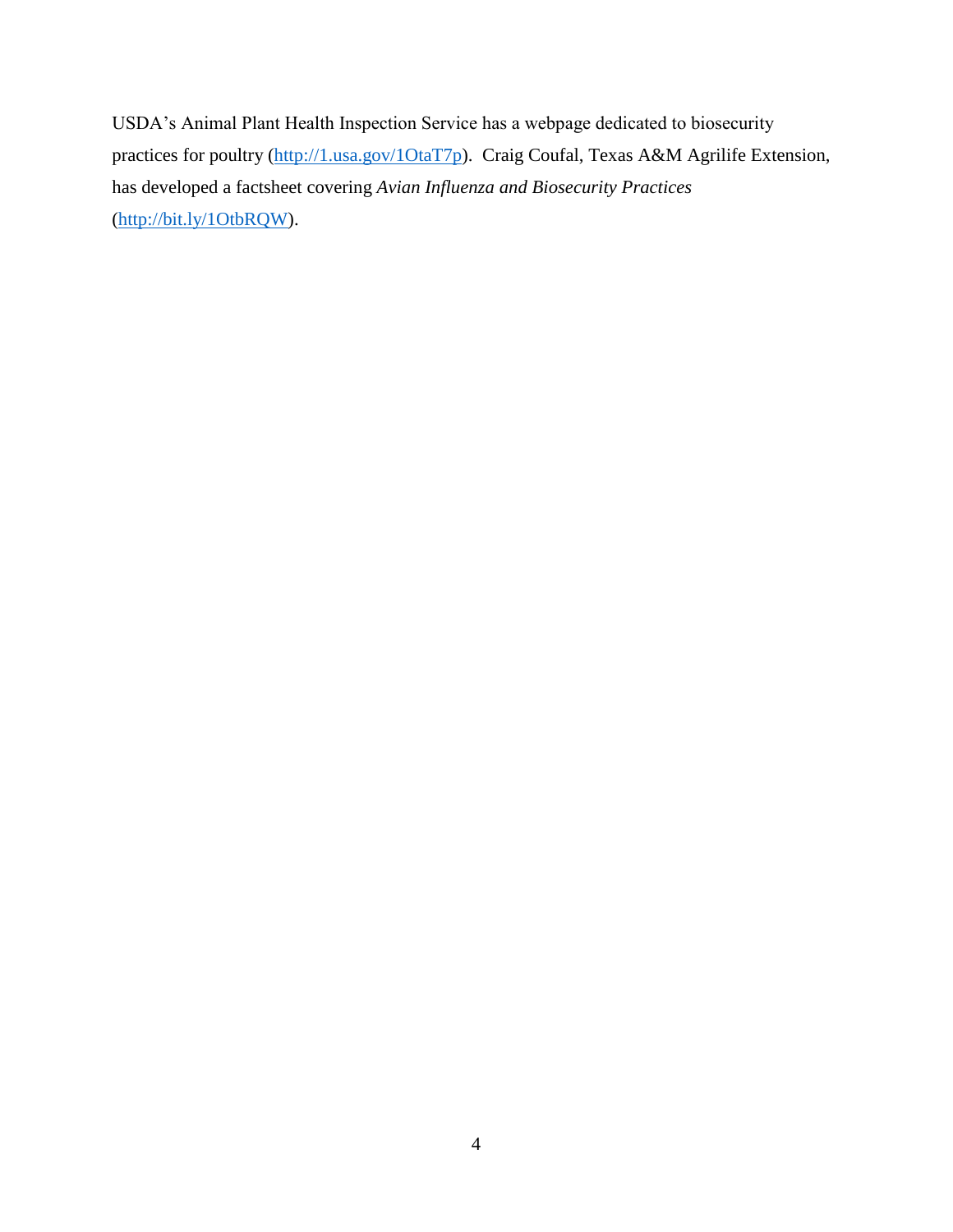USDA's Animal Plant Health Inspection Service has a webpage dedicated to biosecurity practices for poultry (http://1.usa.gov/1OtaT7p). Craig Coufal, Texas A&M Agrilife Extension, has developed a factsheet covering *Avian Influenza and Biosecurity Practices* (http://bit.ly/1OtbRQW).